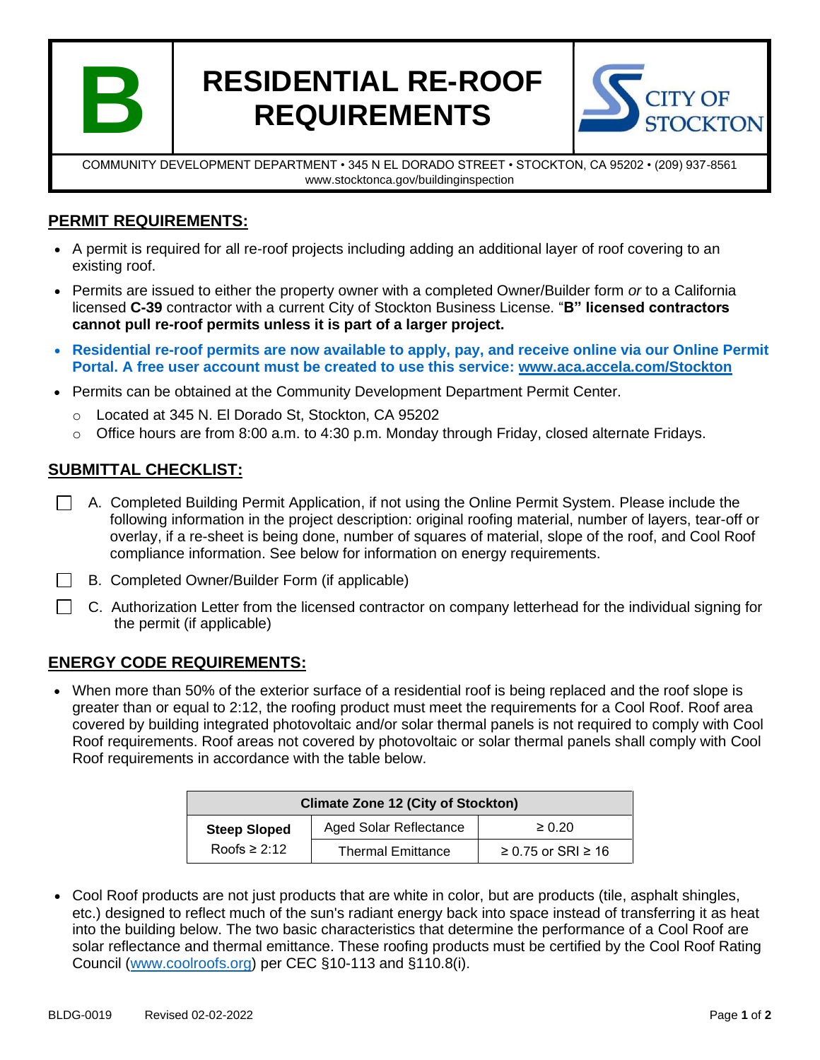# B RESIDENTIAL RE-ROOF REQUIREMENTS

CITY OF STOCKTON

COMMUNITY DEVELOPMENT DEPARTMENT • 345 N EL DORADO STREET • STOCKTON, CA 95202 • (209) 937-8561
www.stocktonca.gov/buildinginspection

## PERMIT REQUIREMENTS:

- A permit is required for all re-roof projects including adding an additional layer of roof covering to an existing roof.
- Permits are issued to either the property owner with a completed Owner/Builder form *or* to a California licensed **C-39** contractor with a current City of Stockton Business License. "**B" licensed contractors cannot pull re-roof permits unless it is part of a larger project.**
- **Residential re-roof permits are now available to apply, pay, and receive online via our Online Permit Portal. A free user account must be created to use this service: www.aca.accela.com/Stockton**
- Permits can be obtained at the Community Development Department Permit Center.
  - Located at 345 N. El Dorado St, Stockton, CA 95202
  - Office hours are from 8:00 a.m. to 4:30 p.m. Monday through Friday, closed alternate Fridays.

## SUBMITTAL CHECKLIST:

- ☐ A. Completed Building Permit Application, if not using the Online Permit System. Please include the following information in the project description: original roofing material, number of layers, tear-off or overlay, if a re-sheet is being done, number of squares of material, slope of the roof, and Cool Roof compliance information. See below for information on energy requirements.
- ☐ B. Completed Owner/Builder Form (if applicable)
- ☐ C. Authorization Letter from the licensed contractor on company letterhead for the individual signing for the permit (if applicable)

## ENERGY CODE REQUIREMENTS:

- When more than 50% of the exterior surface of a residential roof is being replaced and the roof slope is greater than or equal to 2:12, the roofing product must meet the requirements for a Cool Roof. Roof area covered by building integrated photovoltaic and/or solar thermal panels is not required to comply with Cool Roof requirements. Roof areas not covered by photovoltaic or solar thermal panels shall comply with Cool Roof requirements in accordance with the table below.

| Climate Zone 12 (City of Stockton) | | |
|---|---|---|
| **Steep Sloped** Roofs ≥ 2:12 | Aged Solar Reflectance | ≥ 0.20 |
| | Thermal Emittance | ≥ 0.75 or SRI ≥ 16 |

- Cool Roof products are not just products that are white in color, but are products (tile, asphalt shingles, etc.) designed to reflect much of the sun's radiant energy back into space instead of transferring it as heat into the building below. The two basic characteristics that determine the performance of a Cool Roof are solar reflectance and thermal emittance. These roofing products must be certified by the Cool Roof Rating Council (www.coolroofs.org) per CEC §10-113 and §110.8(i).

BLDG-0019 Revised 02-02-2022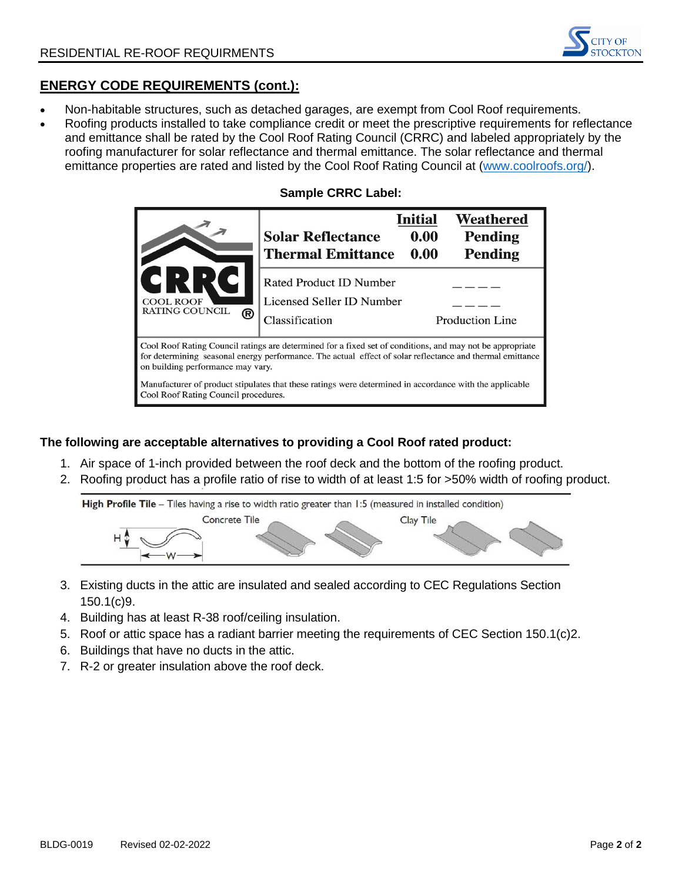## ENERGY CODE REQUIREMENTS (cont.):

- Non-habitable structures, such as detached garages, are exempt from Cool Roof requirements.
- Roofing products installed to take compliance credit or meet the prescriptive requirements for reflectance and emittance shall be rated by the Cool Roof Rating Council (CRRC) and labeled appropriately by the roofing manufacturer for solar reflectance and thermal emittance. The solar reflectance and thermal emittance properties are rated and listed by the Cool Roof Rating Council at (www.coolroofs.org/).

**Sample CRRC Label:**

| CRRC COOL ROOF RATING COUNCIL ® | | Initial | Weathered |
|---|---|---|---|
| | **Solar Reflectance** | **0.00** | **Pending** |
| | **Thermal Emittance** | **0.00** | **Pending** |
| | Rated Product ID Number | | _ _ _ _ |
| | Licensed Seller ID Number | | _ _ _ _ |
| | Classification | | Production Line |

Cool Roof Rating Council ratings are determined for a fixed set of conditions, and may not be appropriate for determining seasonal energy performance. The actual effect of solar reflectance and thermal emittance on building performance may vary.

Manufacturer of product stipulates that these ratings were determined in accordance with the applicable Cool Roof Rating Council procedures.

**The following are acceptable alternatives to providing a Cool Roof rated product:**

1. Air space of 1-inch provided between the roof deck and the bottom of the roofing product.
2. Roofing product has a profile ratio of rise to width of at least 1:5 for >50% width of roofing product.

**High Profile Tile** – Tiles having a rise to width ratio greater than 1:5 (measured in installed condition)

Concrete Tile

Clay Tile

H

W

3. Existing ducts in the attic are insulated and sealed according to CEC Regulations Section 150.1(c)9.
4. Building has at least R-38 roof/ceiling insulation.
5. Roof or attic space has a radiant barrier meeting the requirements of CEC Section 150.1(c)2.
6. Buildings that have no ducts in the attic.
7. R-2 or greater insulation above the roof deck.